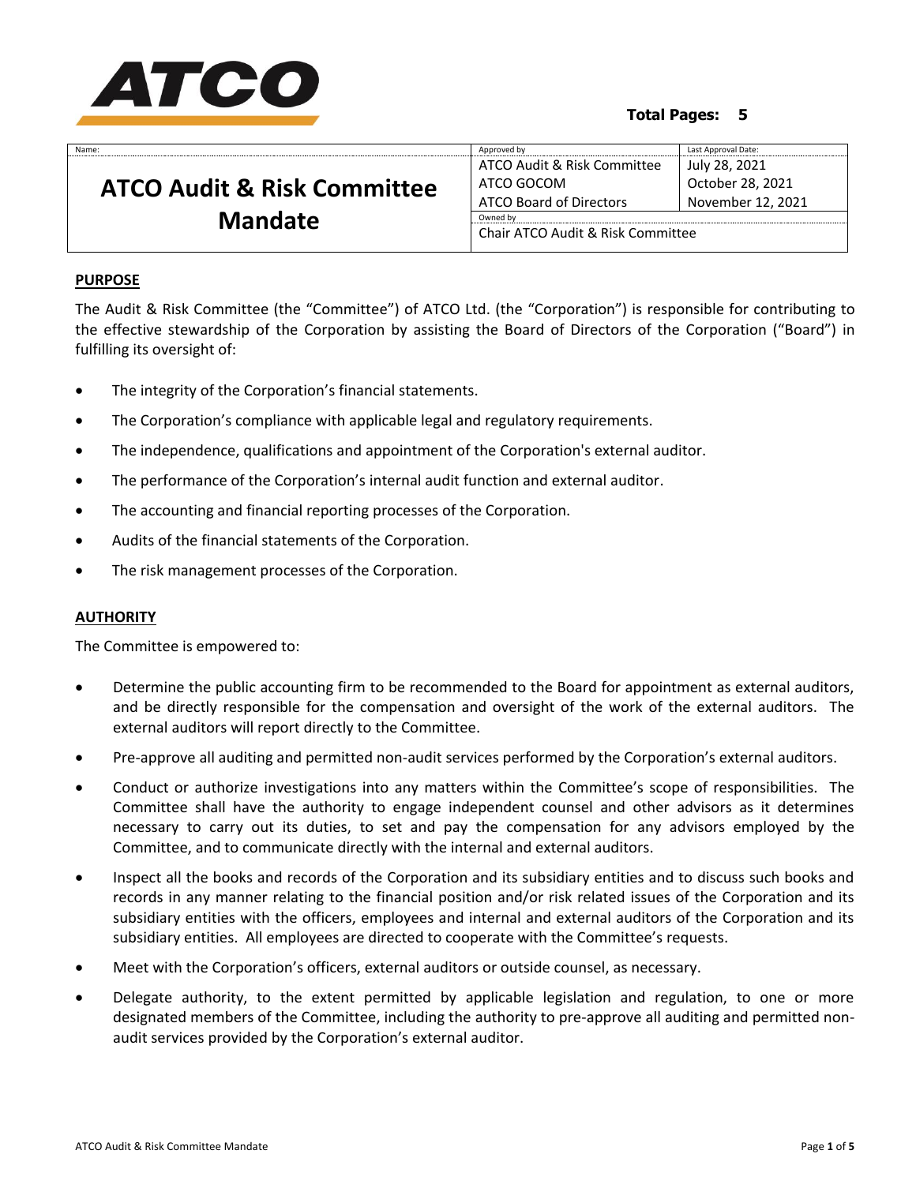**Total Pages: 5**

| Name: | Approved by | Last Approval Date: |
| --- | --- | --- |
| **ATCO Audit & Risk Committee Mandate** | ATCO Audit & Risk Committee | July 28, 2021 |
| | ATCO GOCOM | October 28, 2021 |
| | ATCO Board of Directors | November 12, 2021 |
| | Owned by | |
| | Chair ATCO Audit & Risk Committee | |

## PURPOSE

The Audit & Risk Committee (the "Committee") of ATCO Ltd. (the "Corporation") is responsible for contributing to the effective stewardship of the Corporation by assisting the Board of Directors of the Corporation ("Board") in fulfilling its oversight of:

- The integrity of the Corporation's financial statements.
- The Corporation's compliance with applicable legal and regulatory requirements.
- The independence, qualifications and appointment of the Corporation's external auditor.
- The performance of the Corporation's internal audit function and external auditor.
- The accounting and financial reporting processes of the Corporation.
- Audits of the financial statements of the Corporation.
- The risk management processes of the Corporation.

## AUTHORITY

The Committee is empowered to:

- Determine the public accounting firm to be recommended to the Board for appointment as external auditors, and be directly responsible for the compensation and oversight of the work of the external auditors. The external auditors will report directly to the Committee.
- Pre-approve all auditing and permitted non-audit services performed by the Corporation's external auditors.
- Conduct or authorize investigations into any matters within the Committee's scope of responsibilities. The Committee shall have the authority to engage independent counsel and other advisors as it determines necessary to carry out its duties, to set and pay the compensation for any advisors employed by the Committee, and to communicate directly with the internal and external auditors.
- Inspect all the books and records of the Corporation and its subsidiary entities and to discuss such books and records in any manner relating to the financial position and/or risk related issues of the Corporation and its subsidiary entities with the officers, employees and internal and external auditors of the Corporation and its subsidiary entities. All employees are directed to cooperate with the Committee's requests.
- Meet with the Corporation's officers, external auditors or outside counsel, as necessary.
- Delegate authority, to the extent permitted by applicable legislation and regulation, to one or more designated members of the Committee, including the authority to pre-approve all auditing and permitted non-audit services provided by the Corporation's external auditor.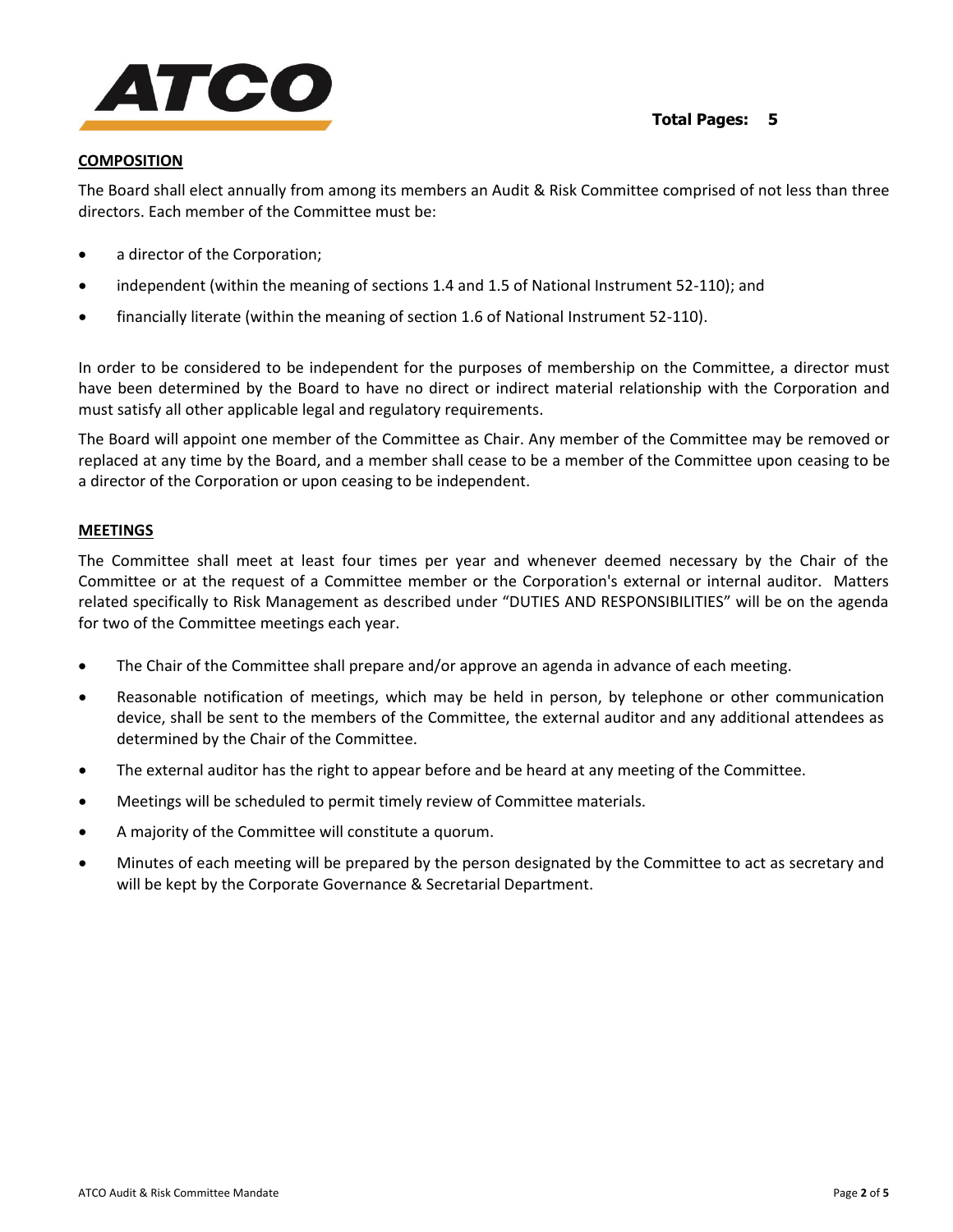## COMPOSITION

The Board shall elect annually from among its members an Audit & Risk Committee comprised of not less than three directors. Each member of the Committee must be:

- a director of the Corporation;
- independent (within the meaning of sections 1.4 and 1.5 of National Instrument 52-110); and
- financially literate (within the meaning of section 1.6 of National Instrument 52-110).

In order to be considered to be independent for the purposes of membership on the Committee, a director must have been determined by the Board to have no direct or indirect material relationship with the Corporation and must satisfy all other applicable legal and regulatory requirements.

The Board will appoint one member of the Committee as Chair. Any member of the Committee may be removed or replaced at any time by the Board, and a member shall cease to be a member of the Committee upon ceasing to be a director of the Corporation or upon ceasing to be independent.

## MEETINGS

The Committee shall meet at least four times per year and whenever deemed necessary by the Chair of the Committee or at the request of a Committee member or the Corporation's external or internal auditor. Matters related specifically to Risk Management as described under "DUTIES AND RESPONSIBILITIES" will be on the agenda for two of the Committee meetings each year.

- The Chair of the Committee shall prepare and/or approve an agenda in advance of each meeting.
- Reasonable notification of meetings, which may be held in person, by telephone or other communication device, shall be sent to the members of the Committee, the external auditor and any additional attendees as determined by the Chair of the Committee.
- The external auditor has the right to appear before and be heard at any meeting of the Committee.
- Meetings will be scheduled to permit timely review of Committee materials.
- A majority of the Committee will constitute a quorum.
- Minutes of each meeting will be prepared by the person designated by the Committee to act as secretary and will be kept by the Corporate Governance & Secretarial Department.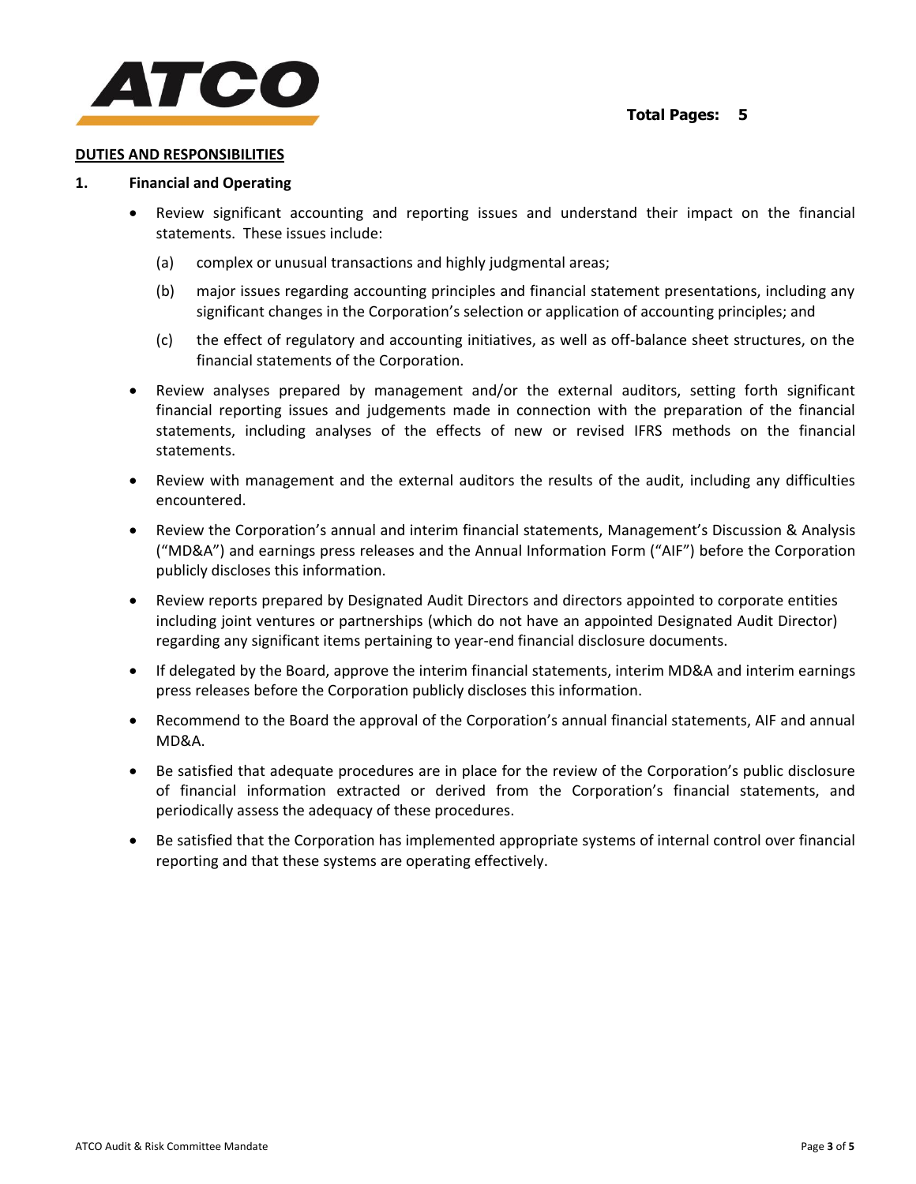## DUTIES AND RESPONSIBILITIES

### 1. Financial and Operating

- Review significant accounting and reporting issues and understand their impact on the financial statements. These issues include:
  - (a) complex or unusual transactions and highly judgmental areas;
  - (b) major issues regarding accounting principles and financial statement presentations, including any significant changes in the Corporation's selection or application of accounting principles; and
  - (c) the effect of regulatory and accounting initiatives, as well as off-balance sheet structures, on the financial statements of the Corporation.
- Review analyses prepared by management and/or the external auditors, setting forth significant financial reporting issues and judgements made in connection with the preparation of the financial statements, including analyses of the effects of new or revised IFRS methods on the financial statements.
- Review with management and the external auditors the results of the audit, including any difficulties encountered.
- Review the Corporation's annual and interim financial statements, Management's Discussion & Analysis ("MD&A") and earnings press releases and the Annual Information Form ("AIF") before the Corporation publicly discloses this information.
- Review reports prepared by Designated Audit Directors and directors appointed to corporate entities including joint ventures or partnerships (which do not have an appointed Designated Audit Director) regarding any significant items pertaining to year-end financial disclosure documents.
- If delegated by the Board, approve the interim financial statements, interim MD&A and interim earnings press releases before the Corporation publicly discloses this information.
- Recommend to the Board the approval of the Corporation's annual financial statements, AIF and annual MD&A.
- Be satisfied that adequate procedures are in place for the review of the Corporation's public disclosure of financial information extracted or derived from the Corporation's financial statements, and periodically assess the adequacy of these procedures.
- Be satisfied that the Corporation has implemented appropriate systems of internal control over financial reporting and that these systems are operating effectively.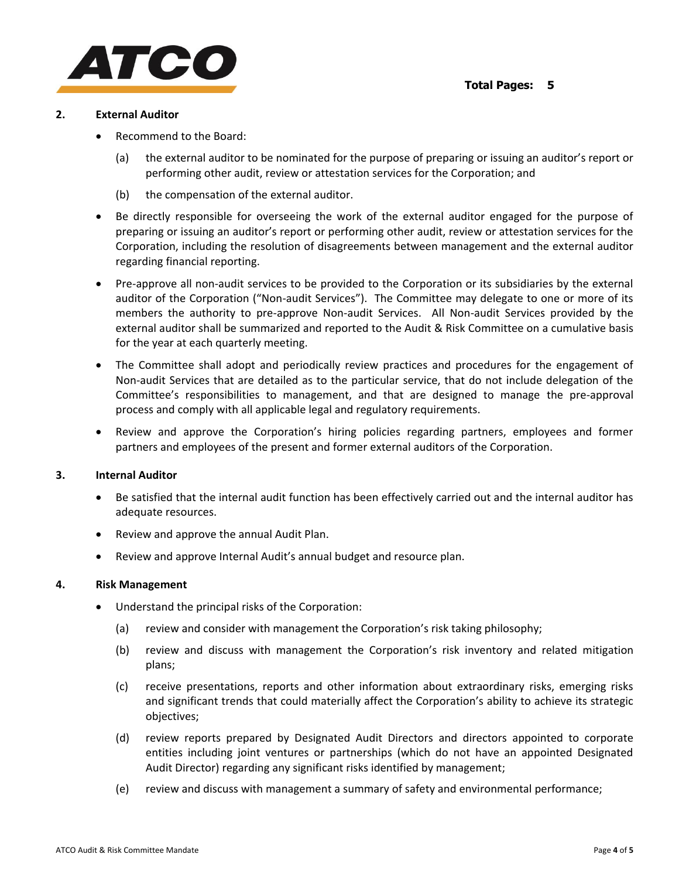## 2. External Auditor

- Recommend to the Board:
  - (a) the external auditor to be nominated for the purpose of preparing or issuing an auditor's report or performing other audit, review or attestation services for the Corporation; and
  - (b) the compensation of the external auditor.
- Be directly responsible for overseeing the work of the external auditor engaged for the purpose of preparing or issuing an auditor's report or performing other audit, review or attestation services for the Corporation, including the resolution of disagreements between management and the external auditor regarding financial reporting.
- Pre-approve all non-audit services to be provided to the Corporation or its subsidiaries by the external auditor of the Corporation ("Non-audit Services"). The Committee may delegate to one or more of its members the authority to pre-approve Non-audit Services. All Non-audit Services provided by the external auditor shall be summarized and reported to the Audit & Risk Committee on a cumulative basis for the year at each quarterly meeting.
- The Committee shall adopt and periodically review practices and procedures for the engagement of Non-audit Services that are detailed as to the particular service, that do not include delegation of the Committee's responsibilities to management, and that are designed to manage the pre-approval process and comply with all applicable legal and regulatory requirements.
- Review and approve the Corporation's hiring policies regarding partners, employees and former partners and employees of the present and former external auditors of the Corporation.

## 3. Internal Auditor

- Be satisfied that the internal audit function has been effectively carried out and the internal auditor has adequate resources.
- Review and approve the annual Audit Plan.
- Review and approve Internal Audit's annual budget and resource plan.

## 4. Risk Management

- Understand the principal risks of the Corporation:
  - (a) review and consider with management the Corporation's risk taking philosophy;
  - (b) review and discuss with management the Corporation's risk inventory and related mitigation plans;
  - (c) receive presentations, reports and other information about extraordinary risks, emerging risks and significant trends that could materially affect the Corporation's ability to achieve its strategic objectives;
  - (d) review reports prepared by Designated Audit Directors and directors appointed to corporate entities including joint ventures or partnerships (which do not have an appointed Designated Audit Director) regarding any significant risks identified by management;
  - (e) review and discuss with management a summary of safety and environmental performance;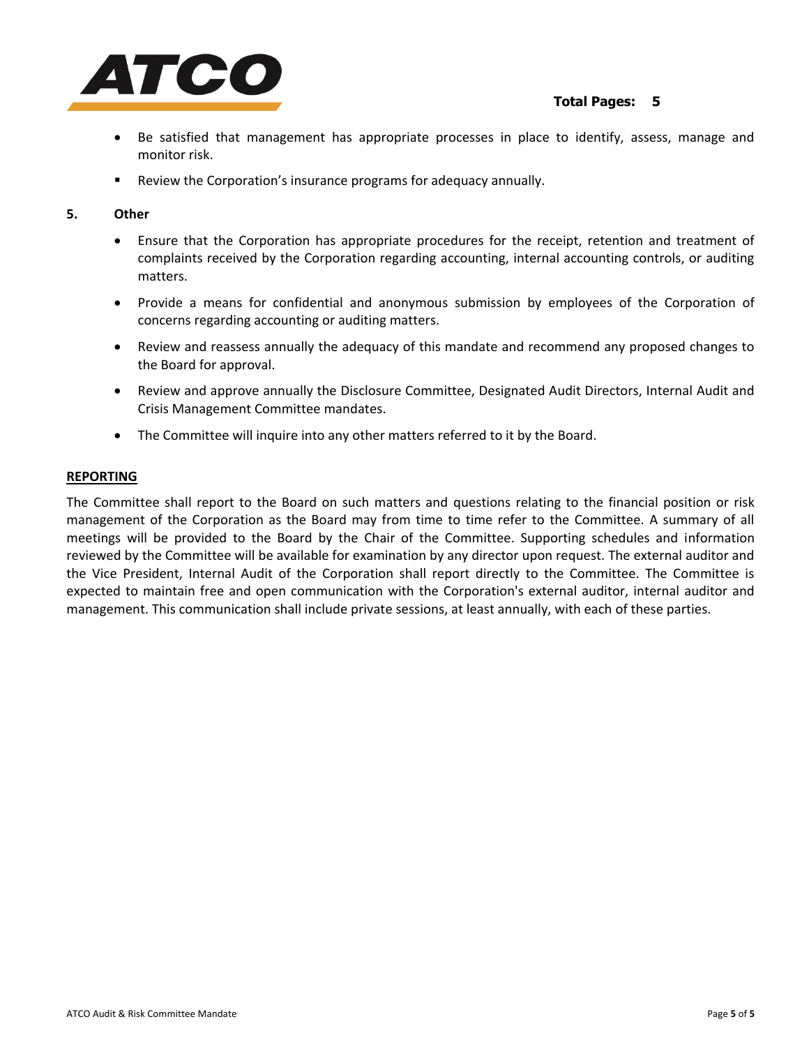- Be satisfied that management has appropriate processes in place to identify, assess, manage and monitor risk.
- Review the Corporation's insurance programs for adequacy annually.

**5. Other**

- Ensure that the Corporation has appropriate procedures for the receipt, retention and treatment of complaints received by the Corporation regarding accounting, internal accounting controls, or auditing matters.
- Provide a means for confidential and anonymous submission by employees of the Corporation of concerns regarding accounting or auditing matters.
- Review and reassess annually the adequacy of this mandate and recommend any proposed changes to the Board for approval.
- Review and approve annually the Disclosure Committee, Designated Audit Directors, Internal Audit and Crisis Management Committee mandates.
- The Committee will inquire into any other matters referred to it by the Board.

## REPORTING

The Committee shall report to the Board on such matters and questions relating to the financial position or risk management of the Corporation as the Board may from time to time refer to the Committee. A summary of all meetings will be provided to the Board by the Chair of the Committee. Supporting schedules and information reviewed by the Committee will be available for examination by any director upon request. The external auditor and the Vice President, Internal Audit of the Corporation shall report directly to the Committee. The Committee is expected to maintain free and open communication with the Corporation's external auditor, internal auditor and management. This communication shall include private sessions, at least annually, with each of these parties.